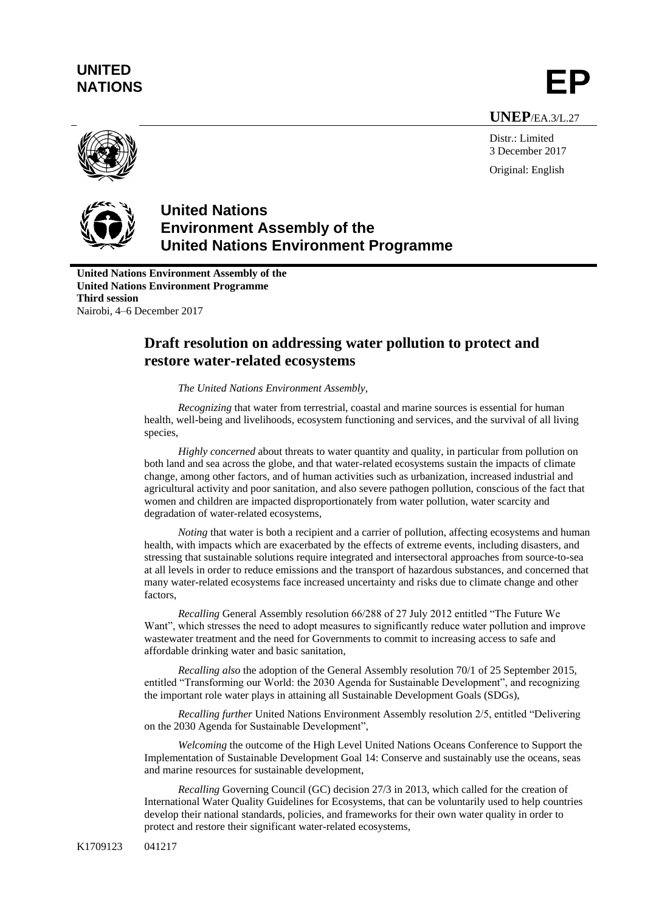**UNITED NATIONS**

**EP**

**UNEP**/EA.3/L.27

Distr.: Limited
3 December 2017

Original: English

# United Nations Environment Assembly of the United Nations Environment Programme

**United Nations Environment Assembly of the United Nations Environment Programme**
**Third session**
Nairobi, 4–6 December 2017

## Draft resolution on addressing water pollution to protect and restore water-related ecosystems

*The United Nations Environment Assembly*,

*Recognizing* that water from terrestrial, coastal and marine sources is essential for human health, well-being and livelihoods, ecosystem functioning and services, and the survival of all living species,

*Highly concerned* about threats to water quantity and quality, in particular from pollution on both land and sea across the globe, and that water-related ecosystems sustain the impacts of climate change, among other factors, and of human activities such as urbanization, increased industrial and agricultural activity and poor sanitation, and also severe pathogen pollution, conscious of the fact that women and children are impacted disproportionately from water pollution, water scarcity and degradation of water-related ecosystems,

*Noting* that water is both a recipient and a carrier of pollution, affecting ecosystems and human health, with impacts which are exacerbated by the effects of extreme events, including disasters, and stressing that sustainable solutions require integrated and intersectoral approaches from source-to-sea at all levels in order to reduce emissions and the transport of hazardous substances, and concerned that many water-related ecosystems face increased uncertainty and risks due to climate change and other factors,

*Recalling* General Assembly resolution 66/288 of 27 July 2012 entitled "The Future We Want", which stresses the need to adopt measures to significantly reduce water pollution and improve wastewater treatment and the need for Governments to commit to increasing access to safe and affordable drinking water and basic sanitation,

*Recalling also* the adoption of the General Assembly resolution 70/1 of 25 September 2015, entitled "Transforming our World: the 2030 Agenda for Sustainable Development", and recognizing the important role water plays in attaining all Sustainable Development Goals (SDGs),

*Recalling further* United Nations Environment Assembly resolution 2/5, entitled "Delivering on the 2030 Agenda for Sustainable Development",

*Welcoming* the outcome of the High Level United Nations Oceans Conference to Support the Implementation of Sustainable Development Goal 14: Conserve and sustainably use the oceans, seas and marine resources for sustainable development,

*Recalling* Governing Council (GC) decision 27/3 in 2013, which called for the creation of International Water Quality Guidelines for Ecosystems, that can be voluntarily used to help countries develop their national standards, policies, and frameworks for their own water quality in order to protect and restore their significant water-related ecosystems,

K1709123 041217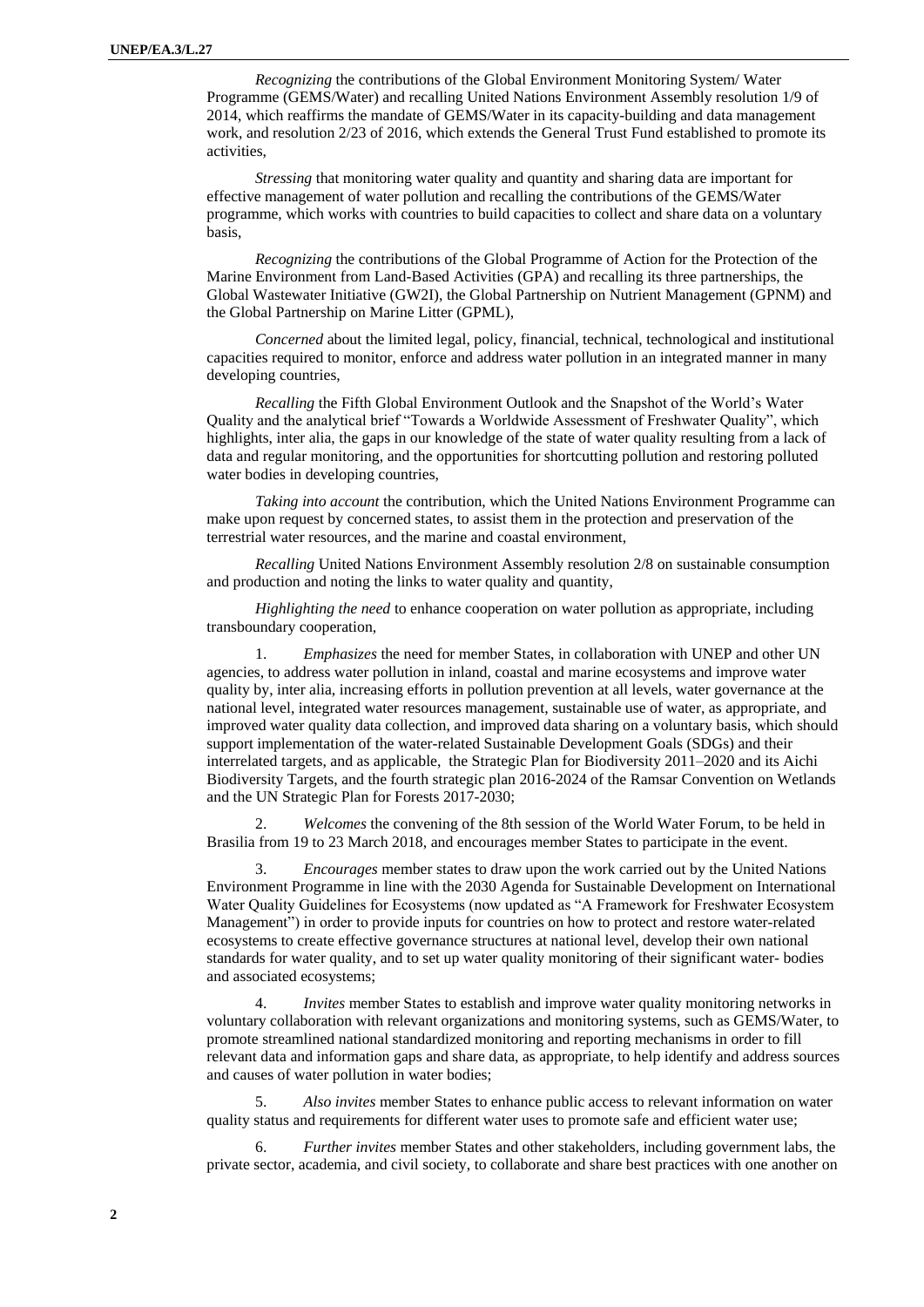*Recognizing* the contributions of the Global Environment Monitoring System/ Water Programme (GEMS/Water) and recalling United Nations Environment Assembly resolution 1/9 of 2014, which reaffirms the mandate of GEMS/Water in its capacity-building and data management work, and resolution 2/23 of 2016, which extends the General Trust Fund established to promote its activities,

*Stressing* that monitoring water quality and quantity and sharing data are important for effective management of water pollution and recalling the contributions of the GEMS/Water programme, which works with countries to build capacities to collect and share data on a voluntary basis,

*Recognizing* the contributions of the Global Programme of Action for the Protection of the Marine Environment from Land-Based Activities (GPA) and recalling its three partnerships, the Global Wastewater Initiative (GW2I), the Global Partnership on Nutrient Management (GPNM) and the Global Partnership on Marine Litter (GPML),

*Concerned* about the limited legal, policy, financial, technical, technological and institutional capacities required to monitor, enforce and address water pollution in an integrated manner in many developing countries,

*Recalling* the Fifth Global Environment Outlook and the Snapshot of the World's Water Quality and the analytical brief "Towards a Worldwide Assessment of Freshwater Quality", which highlights, inter alia, the gaps in our knowledge of the state of water quality resulting from a lack of data and regular monitoring, and the opportunities for shortcutting pollution and restoring polluted water bodies in developing countries,

*Taking into account* the contribution, which the United Nations Environment Programme can make upon request by concerned states, to assist them in the protection and preservation of the terrestrial water resources, and the marine and coastal environment,

*Recalling* United Nations Environment Assembly resolution 2/8 on sustainable consumption and production and noting the links to water quality and quantity,

*Highlighting the need* to enhance cooperation on water pollution as appropriate, including transboundary cooperation,

1. *Emphasizes* the need for member States, in collaboration with UNEP and other UN agencies, to address water pollution in inland, coastal and marine ecosystems and improve water quality by, inter alia, increasing efforts in pollution prevention at all levels, water governance at the national level, integrated water resources management, sustainable use of water, as appropriate, and improved water quality data collection, and improved data sharing on a voluntary basis, which should support implementation of the water-related Sustainable Development Goals (SDGs) and their interrelated targets, and as applicable, the Strategic Plan for Biodiversity 2011–2020 and its Aichi Biodiversity Targets, and the fourth strategic plan 2016-2024 of the Ramsar Convention on Wetlands and the UN Strategic Plan for Forests 2017-2030;

2. *Welcomes* the convening of the 8th session of the World Water Forum, to be held in Brasilia from 19 to 23 March 2018, and encourages member States to participate in the event.

3. *Encourages* member states to draw upon the work carried out by the United Nations Environment Programme in line with the 2030 Agenda for Sustainable Development on International Water Quality Guidelines for Ecosystems (now updated as "A Framework for Freshwater Ecosystem Management") in order to provide inputs for countries on how to protect and restore water-related ecosystems to create effective governance structures at national level, develop their own national standards for water quality, and to set up water quality monitoring of their significant water- bodies and associated ecosystems;

4. *Invites* member States to establish and improve water quality monitoring networks in voluntary collaboration with relevant organizations and monitoring systems, such as GEMS/Water, to promote streamlined national standardized monitoring and reporting mechanisms in order to fill relevant data and information gaps and share data, as appropriate, to help identify and address sources and causes of water pollution in water bodies;

5. *Also invites* member States to enhance public access to relevant information on water quality status and requirements for different water uses to promote safe and efficient water use;

6. *Further invites* member States and other stakeholders, including government labs, the private sector, academia, and civil society, to collaborate and share best practices with one another on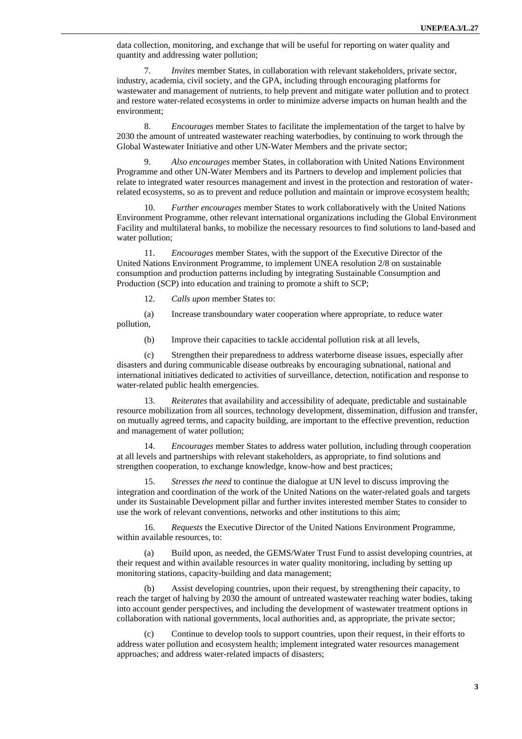data collection, monitoring, and exchange that will be useful for reporting on water quality and quantity and addressing water pollution;

7. *Invites* member States, in collaboration with relevant stakeholders, private sector, industry, academia, civil society, and the GPA, including through encouraging platforms for wastewater and management of nutrients, to help prevent and mitigate water pollution and to protect and restore water-related ecosystems in order to minimize adverse impacts on human health and the environment;

8. *Encourages* member States to facilitate the implementation of the target to halve by 2030 the amount of untreated wastewater reaching waterbodies, by continuing to work through the Global Wastewater Initiative and other UN-Water Members and the private sector;

9. *Also encourages* member States, in collaboration with United Nations Environment Programme and other UN-Water Members and its Partners to develop and implement policies that relate to integrated water resources management and invest in the protection and restoration of water-related ecosystems, so as to prevent and reduce pollution and maintain or improve ecosystem health;

10. *Further encourages* member States to work collaboratively with the United Nations Environment Programme, other relevant international organizations including the Global Environment Facility and multilateral banks, to mobilize the necessary resources to find solutions to land-based and water pollution;

11. *Encourages* member States, with the support of the Executive Director of the United Nations Environment Programme, to implement UNEA resolution 2/8 on sustainable consumption and production patterns including by integrating Sustainable Consumption and Production (SCP) into education and training to promote a shift to SCP;

12. *Calls upon* member States to:

(a) Increase transboundary water cooperation where appropriate, to reduce water pollution,

(b) Improve their capacities to tackle accidental pollution risk at all levels,

(c) Strengthen their preparedness to address waterborne disease issues, especially after disasters and during communicable disease outbreaks by encouraging subnational, national and international initiatives dedicated to activities of surveillance, detection, notification and response to water-related public health emergencies.

13. *Reiterates* that availability and accessibility of adequate, predictable and sustainable resource mobilization from all sources, technology development, dissemination, diffusion and transfer, on mutually agreed terms, and capacity building, are important to the effective prevention, reduction and management of water pollution;

14. *Encourages* member States to address water pollution, including through cooperation at all levels and partnerships with relevant stakeholders, as appropriate, to find solutions and strengthen cooperation, to exchange knowledge, know-how and best practices;

15. *Stresses the need* to continue the dialogue at UN level to discuss improving the integration and coordination of the work of the United Nations on the water-related goals and targets under its Sustainable Development pillar and further invites interested member States to consider to use the work of relevant conventions, networks and other institutions to this aim;

16. *Requests* the Executive Director of the United Nations Environment Programme, within available resources, to:

(a) Build upon, as needed, the GEMS/Water Trust Fund to assist developing countries, at their request and within available resources in water quality monitoring, including by setting up monitoring stations, capacity-building and data management;

(b) Assist developing countries, upon their request, by strengthening their capacity, to reach the target of halving by 2030 the amount of untreated wastewater reaching water bodies, taking into account gender perspectives, and including the development of wastewater treatment options in collaboration with national governments, local authorities and, as appropriate, the private sector;

(c) Continue to develop tools to support countries, upon their request, in their efforts to address water pollution and ecosystem health; implement integrated water resources management approaches; and address water-related impacts of disasters;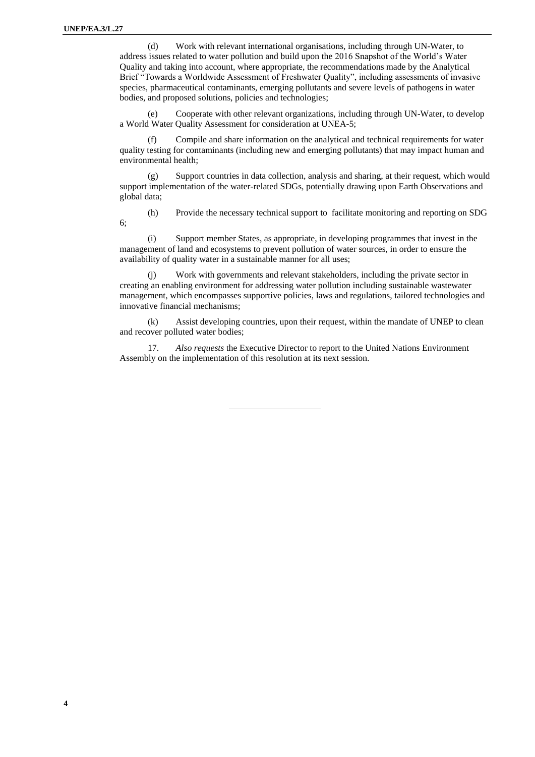(d) Work with relevant international organisations, including through UN-Water, to address issues related to water pollution and build upon the 2016 Snapshot of the World's Water Quality and taking into account, where appropriate, the recommendations made by the Analytical Brief "Towards a Worldwide Assessment of Freshwater Quality", including assessments of invasive species, pharmaceutical contaminants, emerging pollutants and severe levels of pathogens in water bodies, and proposed solutions, policies and technologies;

(e) Cooperate with other relevant organizations, including through UN-Water, to develop a World Water Quality Assessment for consideration at UNEA-5;

(f) Compile and share information on the analytical and technical requirements for water quality testing for contaminants (including new and emerging pollutants) that may impact human and environmental health;

(g) Support countries in data collection, analysis and sharing, at their request, which would support implementation of the water-related SDGs, potentially drawing upon Earth Observations and global data;

(h) Provide the necessary technical support to facilitate monitoring and reporting on SDG 6;

(i) Support member States, as appropriate, in developing programmes that invest in the management of land and ecosystems to prevent pollution of water sources, in order to ensure the availability of quality water in a sustainable manner for all uses;

(j) Work with governments and relevant stakeholders, including the private sector in creating an enabling environment for addressing water pollution including sustainable wastewater management, which encompasses supportive policies, laws and regulations, tailored technologies and innovative financial mechanisms;

(k) Assist developing countries, upon their request, within the mandate of UNEP to clean and recover polluted water bodies;

17. *Also requests* the Executive Director to report to the United Nations Environment Assembly on the implementation of this resolution at its next session.